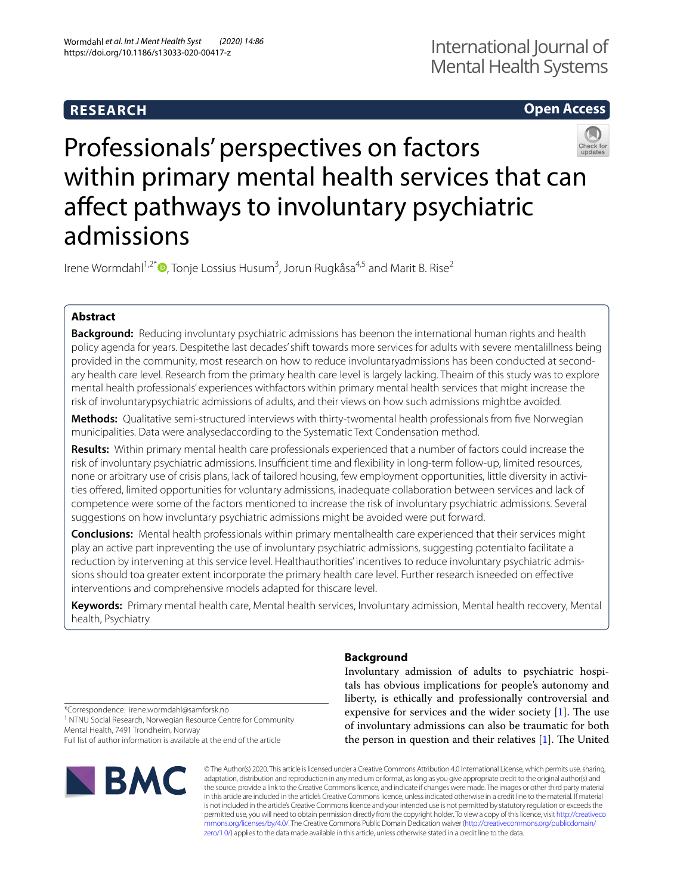**RESEARCH** **Open Access**

# Professionals' perspectives on factors within primary mental health services that can affect pathways to involuntary psychiatric admissions

Irene Wormdahl[1,2*], Tonje Lossius Husum[3], Jorun Rugkåsa[4,5] and Marit B. Rise[2]

## Abstract

**Background:** Reducing involuntary psychiatric admissions has beenon the international human rights and health policy agenda for years. Despitethe last decades' shift towards more services for adults with severe mentalillness being provided in the community, most research on how to reduce involuntaryadmissions has been conducted at secondary health care level. Research from the primary health care level is largely lacking. Theaim of this study was to explore mental health professionals' experiences withfactors within primary mental health services that might increase the risk of involuntarypsychiatric admissions of adults, and their views on how such admissions mightbe avoided.

**Methods:** Qualitative semi-structured interviews with thirty-twomental health professionals from five Norwegian municipalities. Data were analysedaccording to the Systematic Text Condensation method.

**Results:** Within primary mental health care professionals experienced that a number of factors could increase the risk of involuntary psychiatric admissions. Insufficient time and flexibility in long-term follow-up, limited resources, none or arbitrary use of crisis plans, lack of tailored housing, few employment opportunities, little diversity in activities offered, limited opportunities for voluntary admissions, inadequate collaboration between services and lack of competence were some of the factors mentioned to increase the risk of involuntary psychiatric admissions. Several suggestions on how involuntary psychiatric admissions might be avoided were put forward.

**Conclusions:** Mental health professionals within primary mentalhealth care experienced that their services might play an active part inpreventing the use of involuntary psychiatric admissions, suggesting potentialto facilitate a reduction by intervening at this service level. Healthauthorities' incentives to reduce involuntary psychiatric admissions should toa greater extent incorporate the primary health care level. Further research isneeded on effective interventions and comprehensive models adapted for thiscare level.

**Keywords:** Primary mental health care, Mental health services, Involuntary admission, Mental health recovery, Mental health, Psychiatry

## Background

Involuntary admission of adults to psychiatric hospitals has obvious implications for people's autonomy and liberty, is ethically and professionally controversial and expensive for services and the wider society [1]. The use of involuntary admissions can also be traumatic for both the person in question and their relatives [1]. The United

*Correspondence: irene.wormdahl@samforsk.no
[1] NTNU Social Research, Norwegian Resource Centre for Community Mental Health, 7491 Trondheim, Norway
Full list of author information is available at the end of the article

© The Author(s) 2020. This article is licensed under a Creative Commons Attribution 4.0 International License, which permits use, sharing, adaptation, distribution and reproduction in any medium or format, as long as you give appropriate credit to the original author(s) and the source, provide a link to the Creative Commons licence, and indicate if changes were made. The images or other third party material in this article are included in the article's Creative Commons licence, unless indicated otherwise in a credit line to the material. If material is not included in the article's Creative Commons licence and your intended use is not permitted by statutory regulation or exceeds the permitted use, you will need to obtain permission directly from the copyright holder. To view a copy of this licence, visit http://creativecommons.org/licenses/by/4.0/. The Creative Commons Public Domain Dedication waiver (http://creativecommons.org/publicdomain/zero/1.0/) applies to the data made available in this article, unless otherwise stated in a credit line to the data.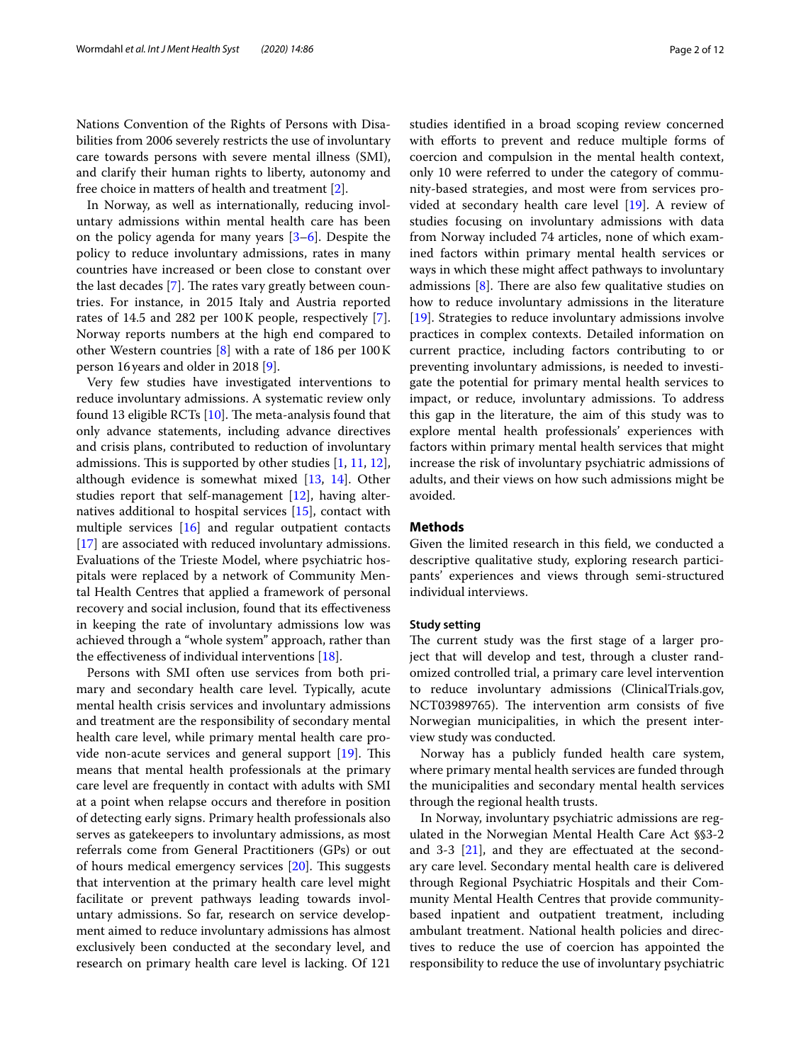Nations Convention of the Rights of Persons with Disabilities from 2006 severely restricts the use of involuntary care towards persons with severe mental illness (SMI), and clarify their human rights to liberty, autonomy and free choice in matters of health and treatment [2].

In Norway, as well as internationally, reducing involuntary admissions within mental health care has been on the policy agenda for many years [3–6]. Despite the policy to reduce involuntary admissions, rates in many countries have increased or been close to constant over the last decades [7]. The rates vary greatly between countries. For instance, in 2015 Italy and Austria reported rates of 14.5 and 282 per 100 K people, respectively [7]. Norway reports numbers at the high end compared to other Western countries [8] with a rate of 186 per 100 K person 16 years and older in 2018 [9].

Very few studies have investigated interventions to reduce involuntary admissions. A systematic review only found 13 eligible RCTs [10]. The meta-analysis found that only advance statements, including advance directives and crisis plans, contributed to reduction of involuntary admissions. This is supported by other studies [1, 11, 12], although evidence is somewhat mixed [13, 14]. Other studies report that self-management [12], having alternatives additional to hospital services [15], contact with multiple services [16] and regular outpatient contacts [17] are associated with reduced involuntary admissions. Evaluations of the Trieste Model, where psychiatric hospitals were replaced by a network of Community Mental Health Centres that applied a framework of personal recovery and social inclusion, found that its effectiveness in keeping the rate of involuntary admissions low was achieved through a "whole system" approach, rather than the effectiveness of individual interventions [18].

Persons with SMI often use services from both primary and secondary health care level. Typically, acute mental health crisis services and involuntary admissions and treatment are the responsibility of secondary mental health care level, while primary mental health care provide non-acute services and general support [19]. This means that mental health professionals at the primary care level are frequently in contact with adults with SMI at a point when relapse occurs and therefore in position of detecting early signs. Primary health professionals also serves as gatekeepers to involuntary admissions, as most referrals come from General Practitioners (GPs) or out of hours medical emergency services [20]. This suggests that intervention at the primary health care level might facilitate or prevent pathways leading towards involuntary admissions. So far, research on service development aimed to reduce involuntary admissions has almost exclusively been conducted at the secondary level, and research on primary health care level is lacking. Of 121 studies identified in a broad scoping review concerned with efforts to prevent and reduce multiple forms of coercion and compulsion in the mental health context, only 10 were referred to under the category of community-based strategies, and most were from services provided at secondary health care level [19]. A review of studies focusing on involuntary admissions with data from Norway included 74 articles, none of which examined factors within primary mental health services or ways in which these might affect pathways to involuntary admissions [8]. There are also few qualitative studies on how to reduce involuntary admissions in the literature [19]. Strategies to reduce involuntary admissions involve practices in complex contexts. Detailed information on current practice, including factors contributing to or preventing involuntary admissions, is needed to investigate the potential for primary mental health services to impact, or reduce, involuntary admissions. To address this gap in the literature, the aim of this study was to explore mental health professionals' experiences with factors within primary mental health services that might increase the risk of involuntary psychiatric admissions of adults, and their views on how such admissions might be avoided.

## Methods

Given the limited research in this field, we conducted a descriptive qualitative study, exploring research participants' experiences and views through semi-structured individual interviews.

### Study setting

The current study was the first stage of a larger project that will develop and test, through a cluster randomized controlled trial, a primary care level intervention to reduce involuntary admissions (ClinicalTrials.gov, NCT03989765). The intervention arm consists of five Norwegian municipalities, in which the present interview study was conducted.

Norway has a publicly funded health care system, where primary mental health services are funded through the municipalities and secondary mental health services through the regional health trusts.

In Norway, involuntary psychiatric admissions are regulated in the Norwegian Mental Health Care Act §§3-2 and 3-3 [21], and they are effectuated at the secondary care level. Secondary mental health care is delivered through Regional Psychiatric Hospitals and their Community Mental Health Centres that provide community-based inpatient and outpatient treatment, including ambulant treatment. National health policies and directives to reduce the use of coercion has appointed the responsibility to reduce the use of involuntary psychiatric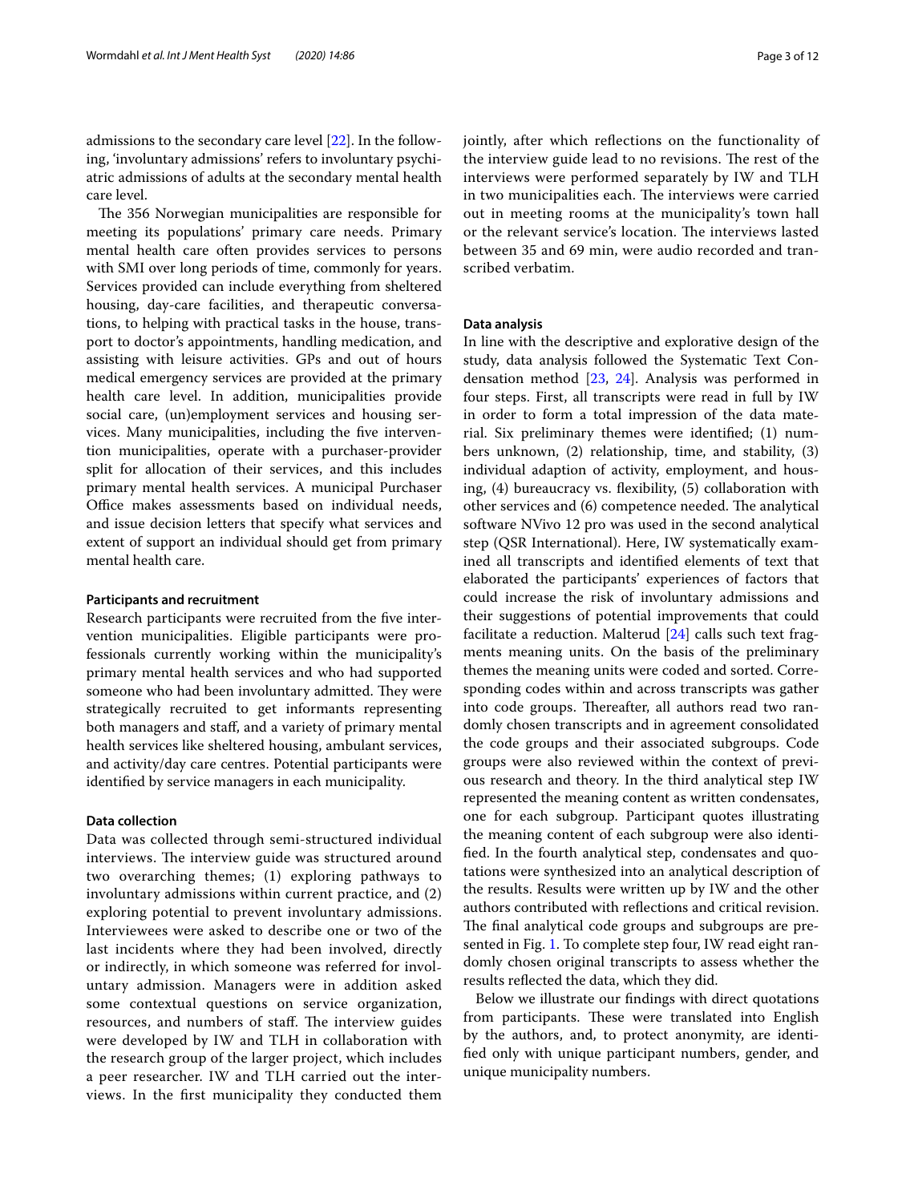admissions to the secondary care level [22]. In the following, 'involuntary admissions' refers to involuntary psychiatric admissions of adults at the secondary mental health care level.

The 356 Norwegian municipalities are responsible for meeting its populations' primary care needs. Primary mental health care often provides services to persons with SMI over long periods of time, commonly for years. Services provided can include everything from sheltered housing, day-care facilities, and therapeutic conversations, to helping with practical tasks in the house, transport to doctor's appointments, handling medication, and assisting with leisure activities. GPs and out of hours medical emergency services are provided at the primary health care level. In addition, municipalities provide social care, (un)employment services and housing services. Many municipalities, including the five intervention municipalities, operate with a purchaser-provider split for allocation of their services, and this includes primary mental health services. A municipal Purchaser Office makes assessments based on individual needs, and issue decision letters that specify what services and extent of support an individual should get from primary mental health care.

#### Participants and recruitment

Research participants were recruited from the five intervention municipalities. Eligible participants were professionals currently working within the municipality's primary mental health services and who had supported someone who had been involuntary admitted. They were strategically recruited to get informants representing both managers and staff, and a variety of primary mental health services like sheltered housing, ambulant services, and activity/day care centres. Potential participants were identified by service managers in each municipality.

#### Data collection

Data was collected through semi-structured individual interviews. The interview guide was structured around two overarching themes; (1) exploring pathways to involuntary admissions within current practice, and (2) exploring potential to prevent involuntary admissions. Interviewees were asked to describe one or two of the last incidents where they had been involved, directly or indirectly, in which someone was referred for involuntary admission. Managers were in addition asked some contextual questions on service organization, resources, and numbers of staff. The interview guides were developed by IW and TLH in collaboration with the research group of the larger project, which includes a peer researcher. IW and TLH carried out the interviews. In the first municipality they conducted them jointly, after which reflections on the functionality of the interview guide lead to no revisions. The rest of the interviews were performed separately by IW and TLH in two municipalities each. The interviews were carried out in meeting rooms at the municipality's town hall or the relevant service's location. The interviews lasted between 35 and 69 min, were audio recorded and transcribed verbatim.

#### Data analysis

In line with the descriptive and explorative design of the study, data analysis followed the Systematic Text Condensation method [23, 24]. Analysis was performed in four steps. First, all transcripts were read in full by IW in order to form a total impression of the data material. Six preliminary themes were identified; (1) numbers unknown, (2) relationship, time, and stability, (3) individual adaption of activity, employment, and housing, (4) bureaucracy vs. flexibility, (5) collaboration with other services and (6) competence needed. The analytical software NVivo 12 pro was used in the second analytical step (QSR International). Here, IW systematically examined all transcripts and identified elements of text that elaborated the participants' experiences of factors that could increase the risk of involuntary admissions and their suggestions of potential improvements that could facilitate a reduction. Malterud [24] calls such text fragments meaning units. On the basis of the preliminary themes the meaning units were coded and sorted. Corresponding codes within and across transcripts was gather into code groups. Thereafter, all authors read two randomly chosen transcripts and in agreement consolidated the code groups and their associated subgroups. Code groups were also reviewed within the context of previous research and theory. In the third analytical step IW represented the meaning content as written condensates, one for each subgroup. Participant quotes illustrating the meaning content of each subgroup were also identified. In the fourth analytical step, condensates and quotations were synthesized into an analytical description of the results. Results were written up by IW and the other authors contributed with reflections and critical revision. The final analytical code groups and subgroups are presented in Fig. 1. To complete step four, IW read eight randomly chosen original transcripts to assess whether the results reflected the data, which they did.

Below we illustrate our findings with direct quotations from participants. These were translated into English by the authors, and, to protect anonymity, are identified only with unique participant numbers, gender, and unique municipality numbers.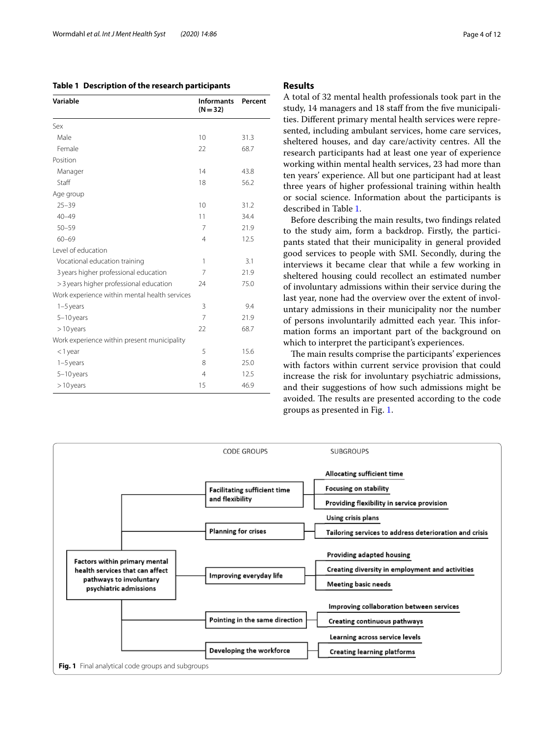**Table 1 Description of the research participants**

| Variable | Informants (N = 32) | Percent |
|---|---|---|
| Sex | | |
| Male | 10 | 31.3 |
| Female | 22 | 68.7 |
| Position | | |
| Manager | 14 | 43.8 |
| Staff | 18 | 56.2 |
| Age group | | |
| 25–39 | 10 | 31.2 |
| 40–49 | 11 | 34.4 |
| 50–59 | 7 | 21.9 |
| 60–69 | 4 | 12.5 |
| Level of education | | |
| Vocational education training | 1 | 3.1 |
| 3 years higher professional education | 7 | 21.9 |
| > 3 years higher professional education | 24 | 75.0 |
| Work experience within mental health services | | |
| 1–5 years | 3 | 9.4 |
| 5–10 years | 7 | 21.9 |
| > 10 years | 22 | 68.7 |
| Work experience within present municipality | | |
| < 1 year | 5 | 15.6 |
| 1–5 years | 8 | 25.0 |
| 5–10 years | 4 | 12.5 |
| > 10 years | 15 | 46.9 |

## Results

A total of 32 mental health professionals took part in the study, 14 managers and 18 staff from the five municipalities. Different primary mental health services were represented, including ambulant services, home care services, sheltered houses, and day care/activity centres. All the research participants had at least one year of experience working within mental health services, 23 had more than ten years' experience. All but one participant had at least three years of higher professional training within health or social science. Information about the participants is described in Table 1.

Before describing the main results, two findings related to the study aim, form a backdrop. Firstly, the participants stated that their municipality in general provided good services to people with SMI. Secondly, during the interviews it became clear that while a few working in sheltered housing could recollect an estimated number of involuntary admissions within their service during the last year, none had the overview over the extent of involuntary admissions in their municipality nor the number of persons involuntarily admitted each year. This information forms an important part of the background on which to interpret the participant's experiences.

The main results comprise the participants' experiences with factors within current service provision that could increase the risk for involuntary psychiatric admissions, and their suggestions of how such admissions might be avoided. The results are presented according to the code groups as presented in Fig. 1.

| Factors within primary mental health services that can affect pathways to involuntary psychiatric admissions — CODE GROUPS | SUBGROUPS |
|---|---|
| Facilitating sufficient time and flexibility | Allocating sufficient time |
| | Focusing on stability |
| | Providing flexibility in service provision |
| Planning for crises | Using crisis plans |
| | Tailoring services to address deterioration and crisis |
| Improving everyday life | Providing adapted housing |
| | Creating diversity in employment and activities |
| | Meeting basic needs |
| Pointing in the same direction | Improving collaboration between services |
| | Creating continuous pathways |
| Developing the workforce | Learning across service levels |
| | Creating learning platforms |

**Fig. 1** Final analytical code groups and subgroups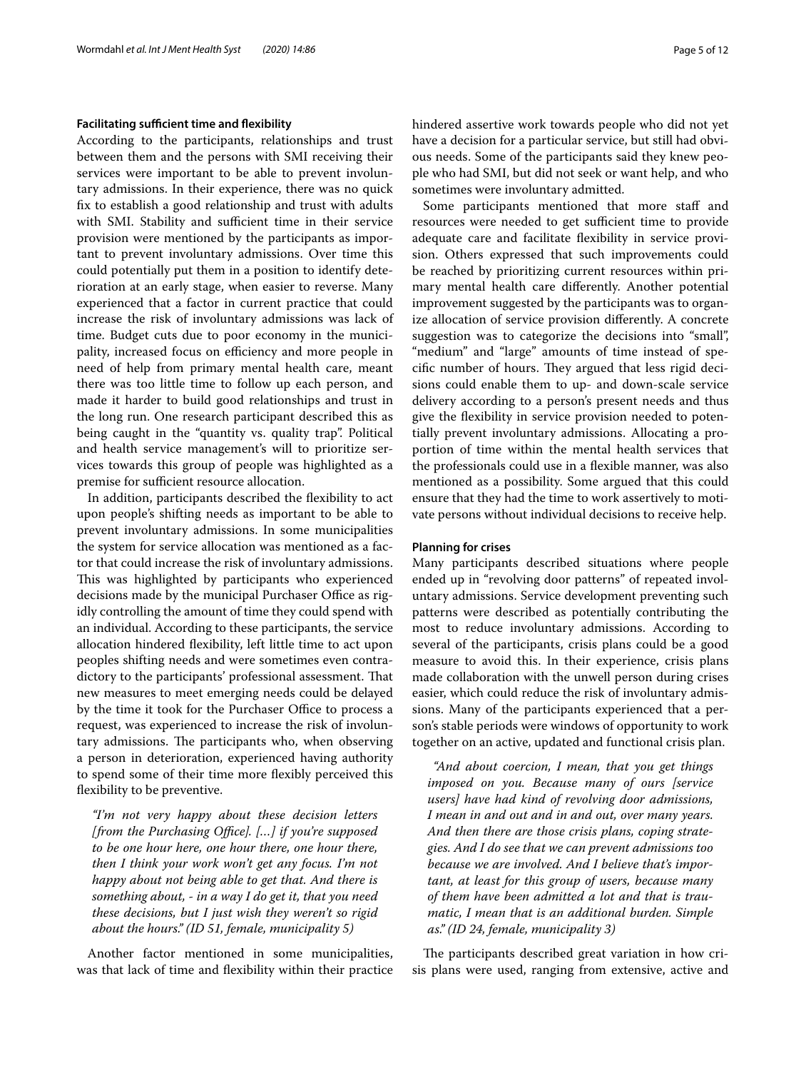#### Facilitating sufficient time and flexibility

According to the participants, relationships and trust between them and the persons with SMI receiving their services were important to be able to prevent involuntary admissions. In their experience, there was no quick fix to establish a good relationship and trust with adults with SMI. Stability and sufficient time in their service provision were mentioned by the participants as important to prevent involuntary admissions. Over time this could potentially put them in a position to identify deterioration at an early stage, when easier to reverse. Many experienced that a factor in current practice that could increase the risk of involuntary admissions was lack of time. Budget cuts due to poor economy in the municipality, increased focus on efficiency and more people in need of help from primary mental health care, meant there was too little time to follow up each person, and made it harder to build good relationships and trust in the long run. One research participant described this as being caught in the "quantity vs. quality trap". Political and health service management's will to prioritize services towards this group of people was highlighted as a premise for sufficient resource allocation.

In addition, participants described the flexibility to act upon people's shifting needs as important to be able to prevent involuntary admissions. In some municipalities the system for service allocation was mentioned as a factor that could increase the risk of involuntary admissions. This was highlighted by participants who experienced decisions made by the municipal Purchaser Office as rigidly controlling the amount of time they could spend with an individual. According to these participants, the service allocation hindered flexibility, left little time to act upon peoples shifting needs and were sometimes even contradictory to the participants' professional assessment. That new measures to meet emerging needs could be delayed by the time it took for the Purchaser Office to process a request, was experienced to increase the risk of involuntary admissions. The participants who, when observing a person in deterioration, experienced having authority to spend some of their time more flexibly perceived this flexibility to be preventive.

> *"I'm not very happy about these decision letters [from the Purchasing Office]. […] if you're supposed to be one hour here, one hour there, one hour there, then I think your work won't get any focus. I'm not happy about not being able to get that. And there is something about, - in a way I do get it, that you need these decisions, but I just wish they weren't so rigid about the hours." (ID 51, female, municipality 5)*

Another factor mentioned in some municipalities, was that lack of time and flexibility within their practice hindered assertive work towards people who did not yet have a decision for a particular service, but still had obvious needs. Some of the participants said they knew people who had SMI, but did not seek or want help, and who sometimes were involuntary admitted.

Some participants mentioned that more staff and resources were needed to get sufficient time to provide adequate care and facilitate flexibility in service provision. Others expressed that such improvements could be reached by prioritizing current resources within primary mental health care differently. Another potential improvement suggested by the participants was to organize allocation of service provision differently. A concrete suggestion was to categorize the decisions into "small", "medium" and "large" amounts of time instead of specific number of hours. They argued that less rigid decisions could enable them to up- and down-scale service delivery according to a person's present needs and thus give the flexibility in service provision needed to potentially prevent involuntary admissions. Allocating a proportion of time within the mental health services that the professionals could use in a flexible manner, was also mentioned as a possibility. Some argued that this could ensure that they had the time to work assertively to motivate persons without individual decisions to receive help.

#### Planning for crises

Many participants described situations where people ended up in "revolving door patterns" of repeated involuntary admissions. Service development preventing such patterns were described as potentially contributing the most to reduce involuntary admissions. According to several of the participants, crisis plans could be a good measure to avoid this. In their experience, crisis plans made collaboration with the unwell person during crises easier, which could reduce the risk of involuntary admissions. Many of the participants experienced that a person's stable periods were windows of opportunity to work together on an active, updated and functional crisis plan.

> *"And about coercion, I mean, that you get things imposed on you. Because many of ours [service users] have had kind of revolving door admissions, I mean in and out and in and out, over many years. And then there are those crisis plans, coping strategies. And I do see that we can prevent admissions too because we are involved. And I believe that's important, at least for this group of users, because many of them have been admitted a lot and that is traumatic, I mean that is an additional burden. Simple as." (ID 24, female, municipality 3)*

The participants described great variation in how crisis plans were used, ranging from extensive, active and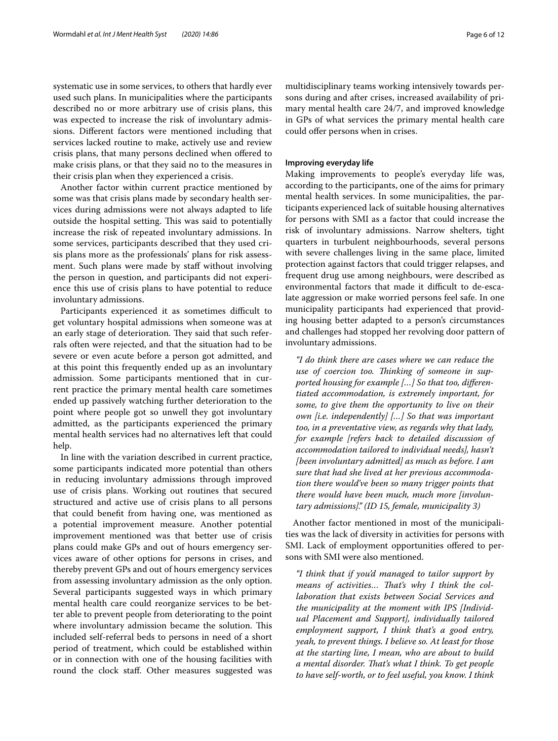systematic use in some services, to others that hardly ever used such plans. In municipalities where the participants described no or more arbitrary use of crisis plans, this was expected to increase the risk of involuntary admissions. Different factors were mentioned including that services lacked routine to make, actively use and review crisis plans, that many persons declined when offered to make crisis plans, or that they said no to the measures in their crisis plan when they experienced a crisis.

Another factor within current practice mentioned by some was that crisis plans made by secondary health services during admissions were not always adapted to life outside the hospital setting. This was said to potentially increase the risk of repeated involuntary admissions. In some services, participants described that they used crisis plans more as the professionals' plans for risk assessment. Such plans were made by staff without involving the person in question, and participants did not experience this use of crisis plans to have potential to reduce involuntary admissions.

Participants experienced it as sometimes difficult to get voluntary hospital admissions when someone was at an early stage of deterioration. They said that such referrals often were rejected, and that the situation had to be severe or even acute before a person got admitted, and at this point this frequently ended up as an involuntary admission. Some participants mentioned that in current practice the primary mental health care sometimes ended up passively watching further deterioration to the point where people got so unwell they got involuntary admitted, as the participants experienced the primary mental health services had no alternatives left that could help.

In line with the variation described in current practice, some participants indicated more potential than others in reducing involuntary admissions through improved use of crisis plans. Working out routines that secured structured and active use of crisis plans to all persons that could benefit from having one, was mentioned as a potential improvement measure. Another potential improvement mentioned was that better use of crisis plans could make GPs and out of hours emergency services aware of other options for persons in crises, and thereby prevent GPs and out of hours emergency services from assessing involuntary admission as the only option. Several participants suggested ways in which primary mental health care could reorganize services to be better able to prevent people from deteriorating to the point where involuntary admission became the solution. This included self-referral beds to persons in need of a short period of treatment, which could be established within or in connection with one of the housing facilities with round the clock staff. Other measures suggested was multidisciplinary teams working intensively towards persons during and after crises, increased availability of primary mental health care 24/7, and improved knowledge in GPs of what services the primary mental health care could offer persons when in crises.

#### Improving everyday life

Making improvements to people's everyday life was, according to the participants, one of the aims for primary mental health services. In some municipalities, the participants experienced lack of suitable housing alternatives for persons with SMI as a factor that could increase the risk of involuntary admissions. Narrow shelters, tight quarters in turbulent neighbourhoods, several persons with severe challenges living in the same place, limited protection against factors that could trigger relapses, and frequent drug use among neighbours, were described as environmental factors that made it difficult to de-escalate aggression or make worried persons feel safe. In one municipality participants had experienced that providing housing better adapted to a person's circumstances and challenges had stopped her revolving door pattern of involuntary admissions.

> *"I do think there are cases where we can reduce the use of coercion too. Thinking of someone in supported housing for example […] So that too, differentiated accommodation, is extremely important, for some, to give them the opportunity to live on their own [i.e. independently] […] So that was important too, in a preventative view, as regards why that lady, for example [refers back to detailed discussion of accommodation tailored to individual needs], hasn't [been involuntary admitted] as much as before. I am sure that had she lived at her previous accommodation there would've been so many trigger points that there would have been much, much more [involuntary admissions]." (ID 15, female, municipality 3)*

Another factor mentioned in most of the municipalities was the lack of diversity in activities for persons with SMI. Lack of employment opportunities offered to persons with SMI were also mentioned.

> *"I think that if you'd managed to tailor support by means of activities… That's why I think the collaboration that exists between Social Services and the municipality at the moment with IPS [Individual Placement and Support], individually tailored employment support, I think that's a good entry, yeah, to prevent things. I believe so. At least for those at the starting line, I mean, who are about to build a mental disorder. That's what I think. To get people to have self-worth, or to feel useful, you know. I think*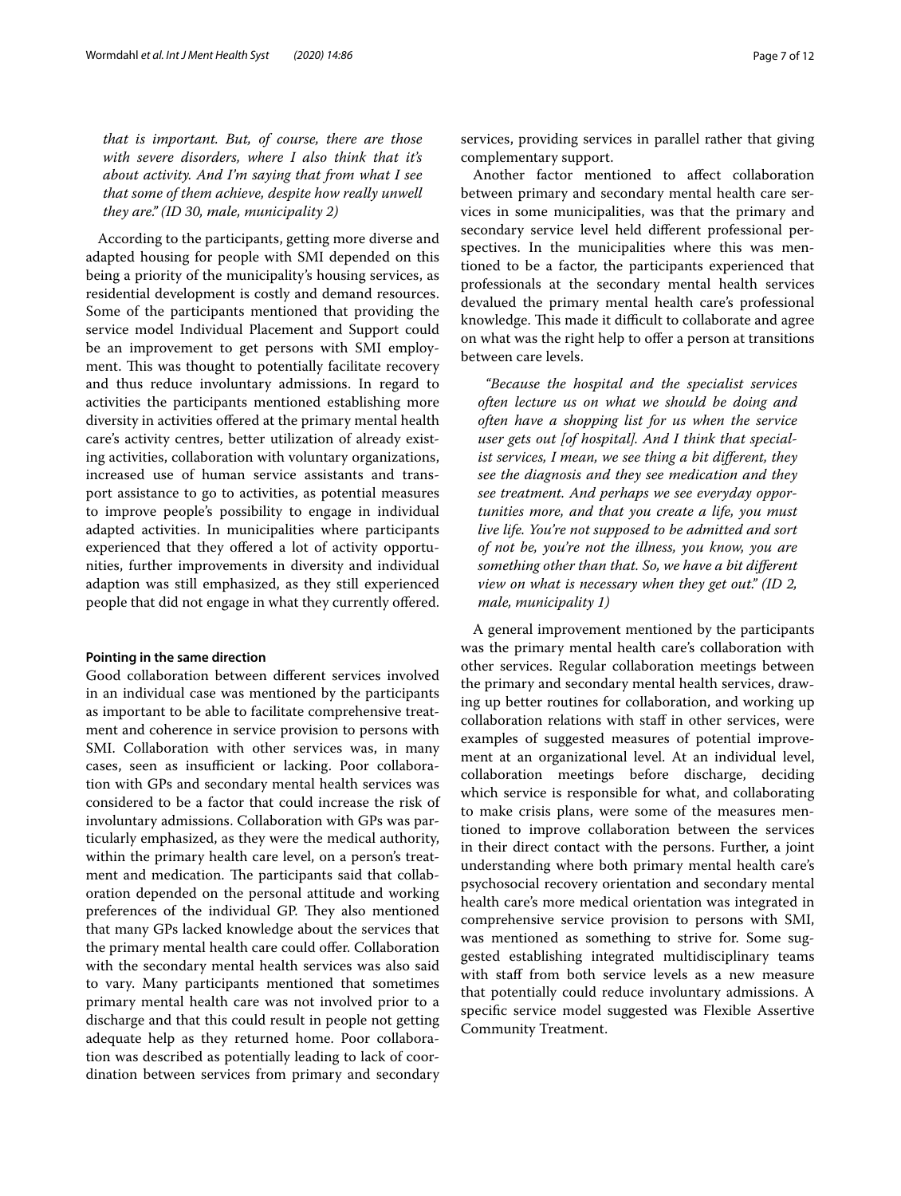*that is important. But, of course, there are those with severe disorders, where I also think that it's about activity. And I'm saying that from what I see that some of them achieve, despite how really unwell they are." (ID 30, male, municipality 2)*

According to the participants, getting more diverse and adapted housing for people with SMI depended on this being a priority of the municipality's housing services, as residential development is costly and demand resources. Some of the participants mentioned that providing the service model Individual Placement and Support could be an improvement to get persons with SMI employment. This was thought to potentially facilitate recovery and thus reduce involuntary admissions. In regard to activities the participants mentioned establishing more diversity in activities offered at the primary mental health care's activity centres, better utilization of already existing activities, collaboration with voluntary organizations, increased use of human service assistants and transport assistance to go to activities, as potential measures to improve people's possibility to engage in individual adapted activities. In municipalities where participants experienced that they offered a lot of activity opportunities, further improvements in diversity and individual adaption was still emphasized, as they still experienced people that did not engage in what they currently offered.

#### Pointing in the same direction

Good collaboration between different services involved in an individual case was mentioned by the participants as important to be able to facilitate comprehensive treatment and coherence in service provision to persons with SMI. Collaboration with other services was, in many cases, seen as insufficient or lacking. Poor collaboration with GPs and secondary mental health services was considered to be a factor that could increase the risk of involuntary admissions. Collaboration with GPs was particularly emphasized, as they were the medical authority, within the primary health care level, on a person's treatment and medication. The participants said that collaboration depended on the personal attitude and working preferences of the individual GP. They also mentioned that many GPs lacked knowledge about the services that the primary mental health care could offer. Collaboration with the secondary mental health services was also said to vary. Many participants mentioned that sometimes primary mental health care was not involved prior to a discharge and that this could result in people not getting adequate help as they returned home. Poor collaboration was described as potentially leading to lack of coordination between services from primary and secondary services, providing services in parallel rather that giving complementary support.

Another factor mentioned to affect collaboration between primary and secondary mental health care services in some municipalities, was that the primary and secondary service level held different professional perspectives. In the municipalities where this was mentioned to be a factor, the participants experienced that professionals at the secondary mental health services devalued the primary mental health care's professional knowledge. This made it difficult to collaborate and agree on what was the right help to offer a person at transitions between care levels.

> *"Because the hospital and the specialist services often lecture us on what we should be doing and often have a shopping list for us when the service user gets out [of hospital]. And I think that specialist services, I mean, we see thing a bit different, they see the diagnosis and they see medication and they see treatment. And perhaps we see everyday opportunities more, and that you create a life, you must live life. You're not supposed to be admitted and sort of not be, you're not the illness, you know, you are something other than that. So, we have a bit different view on what is necessary when they get out." (ID 2, male, municipality 1)*

A general improvement mentioned by the participants was the primary mental health care's collaboration with other services. Regular collaboration meetings between the primary and secondary mental health services, drawing up better routines for collaboration, and working up collaboration relations with staff in other services, were examples of suggested measures of potential improvement at an organizational level. At an individual level, collaboration meetings before discharge, deciding which service is responsible for what, and collaborating to make crisis plans, were some of the measures mentioned to improve collaboration between the services in their direct contact with the persons. Further, a joint understanding where both primary mental health care's psychosocial recovery orientation and secondary mental health care's more medical orientation was integrated in comprehensive service provision to persons with SMI, was mentioned as something to strive for. Some suggested establishing integrated multidisciplinary teams with staff from both service levels as a new measure that potentially could reduce involuntary admissions. A specific service model suggested was Flexible Assertive Community Treatment.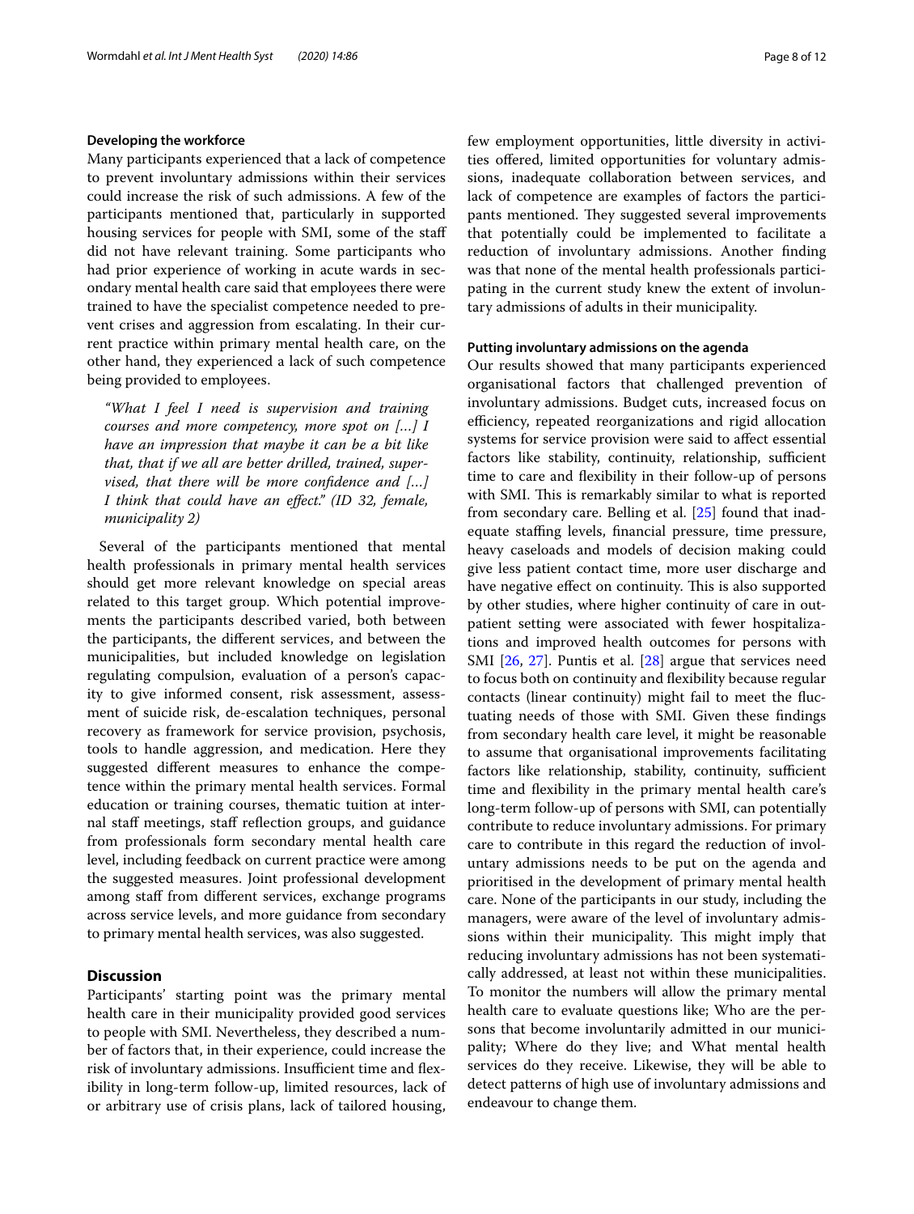#### Developing the workforce

Many participants experienced that a lack of competence to prevent involuntary admissions within their services could increase the risk of such admissions. A few of the participants mentioned that, particularly in supported housing services for people with SMI, some of the staff did not have relevant training. Some participants who had prior experience of working in acute wards in secondary mental health care said that employees there were trained to have the specialist competence needed to prevent crises and aggression from escalating. In their current practice within primary mental health care, on the other hand, they experienced a lack of such competence being provided to employees.

> *"What I feel I need is supervision and training courses and more competency, more spot on [...] I have an impression that maybe it can be a bit like that, that if we all are better drilled, trained, supervised, that there will be more confidence and [...] I think that could have an effect." (ID 32, female, municipality 2)*

Several of the participants mentioned that mental health professionals in primary mental health services should get more relevant knowledge on special areas related to this target group. Which potential improvements the participants described varied, both between the participants, the different services, and between the municipalities, but included knowledge on legislation regulating compulsion, evaluation of a person's capacity to give informed consent, risk assessment, assessment of suicide risk, de-escalation techniques, personal recovery as framework for service provision, psychosis, tools to handle aggression, and medication. Here they suggested different measures to enhance the competence within the primary mental health services. Formal education or training courses, thematic tuition at internal staff meetings, staff reflection groups, and guidance from professionals form secondary mental health care level, including feedback on current practice were among the suggested measures. Joint professional development among staff from different services, exchange programs across service levels, and more guidance from secondary to primary mental health services, was also suggested.

## Discussion

Participants' starting point was the primary mental health care in their municipality provided good services to people with SMI. Nevertheless, they described a number of factors that, in their experience, could increase the risk of involuntary admissions. Insufficient time and flexibility in long-term follow-up, limited resources, lack of or arbitrary use of crisis plans, lack of tailored housing, few employment opportunities, little diversity in activities offered, limited opportunities for voluntary admissions, inadequate collaboration between services, and lack of competence are examples of factors the participants mentioned. They suggested several improvements that potentially could be implemented to facilitate a reduction of involuntary admissions. Another finding was that none of the mental health professionals participating in the current study knew the extent of involuntary admissions of adults in their municipality.

#### Putting involuntary admissions on the agenda

Our results showed that many participants experienced organisational factors that challenged prevention of involuntary admissions. Budget cuts, increased focus on efficiency, repeated reorganizations and rigid allocation systems for service provision were said to affect essential factors like stability, continuity, relationship, sufficient time to care and flexibility in their follow-up of persons with SMI. This is remarkably similar to what is reported from secondary care. Belling et al. [25] found that inadequate staffing levels, financial pressure, time pressure, heavy caseloads and models of decision making could give less patient contact time, more user discharge and have negative effect on continuity. This is also supported by other studies, where higher continuity of care in outpatient setting were associated with fewer hospitalizations and improved health outcomes for persons with SMI [26, 27]. Puntis et al. [28] argue that services need to focus both on continuity and flexibility because regular contacts (linear continuity) might fail to meet the fluctuating needs of those with SMI. Given these findings from secondary health care level, it might be reasonable to assume that organisational improvements facilitating factors like relationship, stability, continuity, sufficient time and flexibility in the primary mental health care's long-term follow-up of persons with SMI, can potentially contribute to reduce involuntary admissions. For primary care to contribute in this regard the reduction of involuntary admissions needs to be put on the agenda and prioritised in the development of primary mental health care. None of the participants in our study, including the managers, were aware of the level of involuntary admissions within their municipality. This might imply that reducing involuntary admissions has not been systematically addressed, at least not within these municipalities. To monitor the numbers will allow the primary mental health care to evaluate questions like; Who are the persons that become involuntarily admitted in our municipality; Where do they live; and What mental health services do they receive. Likewise, they will be able to detect patterns of high use of involuntary admissions and endeavour to change them.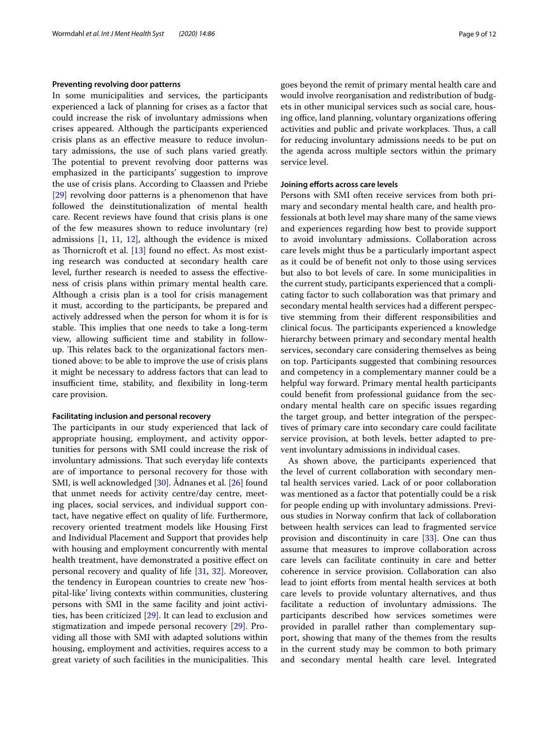#### Preventing revolving door patterns

In some municipalities and services, the participants experienced a lack of planning for crises as a factor that could increase the risk of involuntary admissions when crises appeared. Although the participants experienced crisis plans as an effective measure to reduce involuntary admissions, the use of such plans varied greatly. The potential to prevent revolving door patterns was emphasized in the participants' suggestion to improve the use of crisis plans. According to Claassen and Priebe [29] revolving door patterns is a phenomenon that have followed the deinstitutionalization of mental health care. Recent reviews have found that crisis plans is one of the few measures shown to reduce involuntary (re) admissions [1, 11, 12], although the evidence is mixed as Thornicroft et al. [13] found no effect. As most existing research was conducted at secondary health care level, further research is needed to assess the effectiveness of crisis plans within primary mental health care. Although a crisis plan is a tool for crisis management it must, according to the participants, be prepared and actively addressed when the person for whom it is for is stable. This implies that one needs to take a long-term view, allowing sufficient time and stability in follow-up. This relates back to the organizational factors mentioned above: to be able to improve the use of crisis plans it might be necessary to address factors that can lead to insufficient time, stability, and flexibility in long-term care provision.

#### Facilitating inclusion and personal recovery

The participants in our study experienced that lack of appropriate housing, employment, and activity opportunities for persons with SMI could increase the risk of involuntary admissions. That such everyday life contexts are of importance to personal recovery for those with SMI, is well acknowledged [30]. Ådnanes et al. [26] found that unmet needs for activity centre/day centre, meeting places, social services, and individual support contact, have negative effect on quality of life. Furthermore, recovery oriented treatment models like Housing First and Individual Placement and Support that provides help with housing and employment concurrently with mental health treatment, have demonstrated a positive effect on personal recovery and quality of life [31, 32]. Moreover, the tendency in European countries to create new 'hospital-like' living contexts within communities, clustering persons with SMI in the same facility and joint activities, has been criticized [29]. It can lead to exclusion and stigmatization and impede personal recovery [29]. Providing all those with SMI with adapted solutions within housing, employment and activities, requires access to a great variety of such facilities in the municipalities. This goes beyond the remit of primary mental health care and would involve reorganisation and redistribution of budgets in other municipal services such as social care, housing office, land planning, voluntary organizations offering activities and public and private workplaces. Thus, a call for reducing involuntary admissions needs to be put on the agenda across multiple sectors within the primary service level.

#### Joining efforts across care levels

Persons with SMI often receive services from both primary and secondary mental health care, and health professionals at both level may share many of the same views and experiences regarding how best to provide support to avoid involuntary admissions. Collaboration across care levels might thus be a particularly important aspect as it could be of benefit not only to those using services but also to bot levels of care. In some municipalities in the current study, participants experienced that a complicating factor to such collaboration was that primary and secondary mental health services had a different perspective stemming from their different responsibilities and clinical focus. The participants experienced a knowledge hierarchy between primary and secondary mental health services, secondary care considering themselves as being on top. Participants suggested that combining resources and competency in a complementary manner could be a helpful way forward. Primary mental health participants could benefit from professional guidance from the secondary mental health care on specific issues regarding the target group, and better integration of the perspectives of primary care into secondary care could facilitate service provision, at both levels, better adapted to prevent involuntary admissions in individual cases.

As shown above, the participants experienced that the level of current collaboration with secondary mental health services varied. Lack of or poor collaboration was mentioned as a factor that potentially could be a risk for people ending up with involuntary admissions. Previous studies in Norway confirm that lack of collaboration between health services can lead to fragmented service provision and discontinuity in care [33]. One can thus assume that measures to improve collaboration across care levels can facilitate continuity in care and better coherence in service provision. Collaboration can also lead to joint efforts from mental health services at both care levels to provide voluntary alternatives, and thus facilitate a reduction of involuntary admissions. The participants described how services sometimes were provided in parallel rather than complementary support, showing that many of the themes from the results in the current study may be common to both primary and secondary mental health care level. Integrated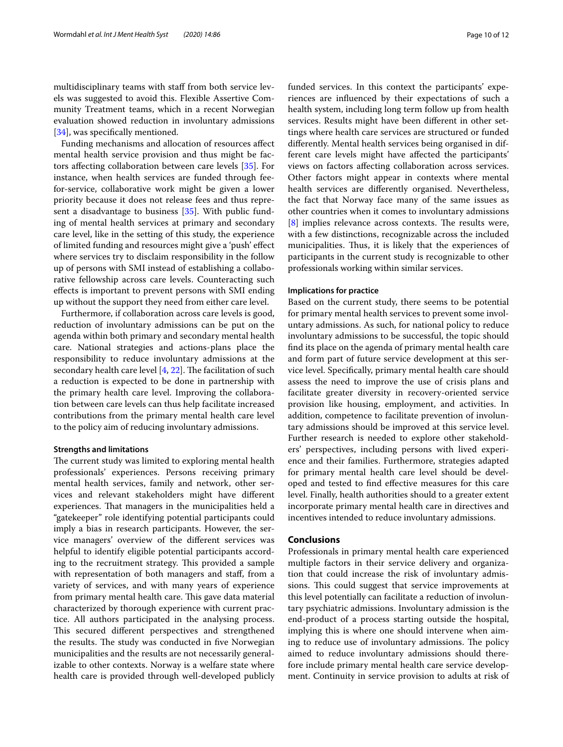multidisciplinary teams with staff from both service levels was suggested to avoid this. Flexible Assertive Community Treatment teams, which in a recent Norwegian evaluation showed reduction in involuntary admissions [34], was specifically mentioned.

Funding mechanisms and allocation of resources affect mental health service provision and thus might be factors affecting collaboration between care levels [35]. For instance, when health services are funded through fee-for-service, collaborative work might be given a lower priority because it does not release fees and thus represent a disadvantage to business [35]. With public funding of mental health services at primary and secondary care level, like in the setting of this study, the experience of limited funding and resources might give a 'push' effect where services try to disclaim responsibility in the follow up of persons with SMI instead of establishing a collaborative fellowship across care levels. Counteracting such effects is important to prevent persons with SMI ending up without the support they need from either care level.

Furthermore, if collaboration across care levels is good, reduction of involuntary admissions can be put on the agenda within both primary and secondary mental health care. National strategies and actions-plans place the responsibility to reduce involuntary admissions at the secondary health care level [4, 22]. The facilitation of such a reduction is expected to be done in partnership with the primary health care level. Improving the collaboration between care levels can thus help facilitate increased contributions from the primary mental health care level to the policy aim of reducing involuntary admissions.

### Strengths and limitations

The current study was limited to exploring mental health professionals' experiences. Persons receiving primary mental health services, family and network, other services and relevant stakeholders might have different experiences. That managers in the municipalities held a "gatekeeper" role identifying potential participants could imply a bias in research participants. However, the service managers' overview of the different services was helpful to identify eligible potential participants according to the recruitment strategy. This provided a sample with representation of both managers and staff, from a variety of services, and with many years of experience from primary mental health care. This gave data material characterized by thorough experience with current practice. All authors participated in the analysing process. This secured different perspectives and strengthened the results. The study was conducted in five Norwegian municipalities and the results are not necessarily generalizable to other contexts. Norway is a welfare state where health care is provided through well-developed publicly funded services. In this context the participants' experiences are influenced by their expectations of such a health system, including long term follow up from health services. Results might have been different in other settings where health care services are structured or funded differently. Mental health services being organised in different care levels might have affected the participants' views on factors affecting collaboration across services. Other factors might appear in contexts where mental health services are differently organised. Nevertheless, the fact that Norway face many of the same issues as other countries when it comes to involuntary admissions [8] implies relevance across contexts. The results were, with a few distinctions, recognizable across the included municipalities. Thus, it is likely that the experiences of participants in the current study is recognizable to other professionals working within similar services.

### Implications for practice

Based on the current study, there seems to be potential for primary mental health services to prevent some involuntary admissions. As such, for national policy to reduce involuntary admissions to be successful, the topic should find its place on the agenda of primary mental health care and form part of future service development at this service level. Specifically, primary mental health care should assess the need to improve the use of crisis plans and facilitate greater diversity in recovery-oriented service provision like housing, employment, and activities. In addition, competence to facilitate prevention of involuntary admissions should be improved at this service level. Further research is needed to explore other stakeholders' perspectives, including persons with lived experience and their families. Furthermore, strategies adapted for primary mental health care level should be developed and tested to find effective measures for this care level. Finally, health authorities should to a greater extent incorporate primary mental health care in directives and incentives intended to reduce involuntary admissions.

## Conclusions

Professionals in primary mental health care experienced multiple factors in their service delivery and organization that could increase the risk of involuntary admissions. This could suggest that service improvements at this level potentially can facilitate a reduction of involuntary psychiatric admissions. Involuntary admission is the end-product of a process starting outside the hospital, implying this is where one should intervene when aiming to reduce use of involuntary admissions. The policy aimed to reduce involuntary admissions should therefore include primary mental health care service development. Continuity in service provision to adults at risk of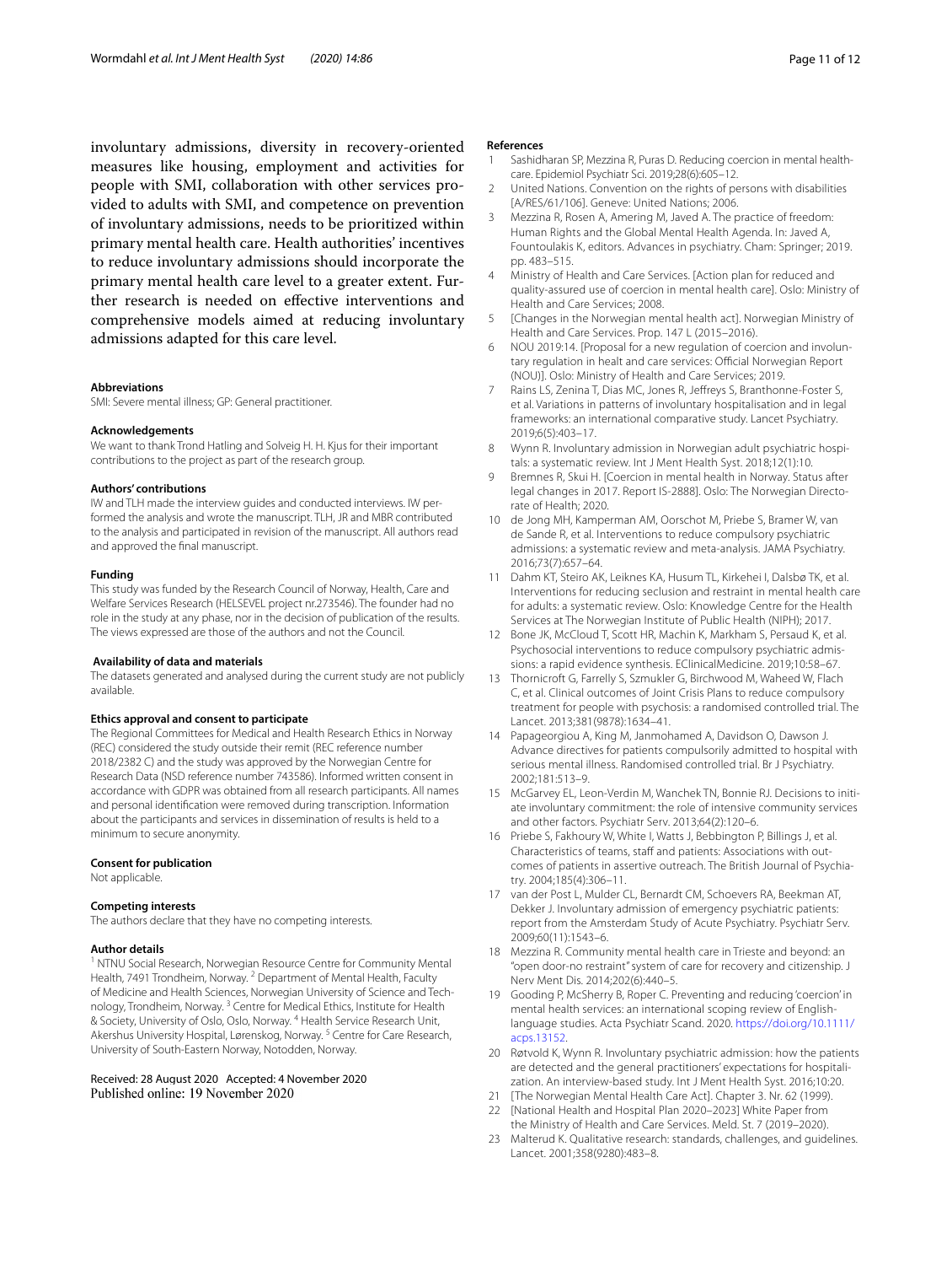involuntary admissions, diversity in recovery-oriented measures like housing, employment and activities for people with SMI, collaboration with other services provided to adults with SMI, and competence on prevention of involuntary admissions, needs to be prioritized within primary mental health care. Health authorities' incentives to reduce involuntary admissions should incorporate the primary mental health care level to a greater extent. Further research is needed on effective interventions and comprehensive models aimed at reducing involuntary admissions adapted for this care level.

### Abbreviations
SMI: Severe mental illness; GP: General practitioner.

### Acknowledgements
We want to thank Trond Hatling and Solveig H. H. Kjus for their important contributions to the project as part of the research group.

### Authors' contributions
IW and TLH made the interview guides and conducted interviews. IW performed the analysis and wrote the manuscript. TLH, JR and MBR contributed to the analysis and participated in revision of the manuscript. All authors read and approved the final manuscript.

### Funding
This study was funded by the Research Council of Norway, Health, Care and Welfare Services Research (HELSEVEL project nr.273546). The founder had no role in the study at any phase, nor in the decision of publication of the results. The views expressed are those of the authors and not the Council.

### Availability of data and materials
The datasets generated and analysed during the current study are not publicly available.

### Ethics approval and consent to participate
The Regional Committees for Medical and Health Research Ethics in Norway (REC) considered the study outside their remit (REC reference number 2018/2382 C) and the study was approved by the Norwegian Centre for Research Data (NSD reference number 743586). Informed written consent in accordance with GDPR was obtained from all research participants. All names and personal identification were removed during transcription. Information about the participants and services in dissemination of results is held to a minimum to secure anonymity.

### Consent for publication
Not applicable.

### Competing interests
The authors declare that they have no competing interests.

### Author details
[1] NTNU Social Research, Norwegian Resource Centre for Community Mental Health, 7491 Trondheim, Norway. [2] Department of Mental Health, Faculty of Medicine and Health Sciences, Norwegian University of Science and Technology, Trondheim, Norway. [3] Centre for Medical Ethics, Institute for Health & Society, University of Oslo, Oslo, Norway. [4] Health Service Research Unit, Akershus University Hospital, Lørenskog, Norway. [5] Centre for Care Research, University of South-Eastern Norway, Notodden, Norway.

Received: 28 August 2020 Accepted: 4 November 2020
Published online: 19 November 2020

### References
1. Sashidharan SP, Mezzina R, Puras D. Reducing coercion in mental healthcare. Epidemiol Psychiatr Sci. 2019;28(6):605–12.
2. United Nations. Convention on the rights of persons with disabilities [A/RES/61/106]. Geneve: United Nations; 2006.
3. Mezzina R, Rosen A, Amering M, Javed A. The practice of freedom: Human Rights and the Global Mental Health Agenda. In: Javed A, Fountoulakis K, editors. Advances in psychiatry. Cham: Springer; 2019. pp. 483–515.
4. Ministry of Health and Care Services. [Action plan for reduced and quality-assured use of coercion in mental health care]. Oslo: Ministry of Health and Care Services; 2008.
5. [Changes in the Norwegian mental health act]. Norwegian Ministry of Health and Care Services. Prop. 147 L (2015–2016).
6. NOU 2019:14. [Proposal for a new regulation of coercion and involuntary regulation in healt and care services: Official Norwegian Report (NOU)]. Oslo: Ministry of Health and Care Services; 2019.
7. Rains LS, Zenina T, Dias MC, Jones R, Jeffreys S, Branthonne-Foster S, et al. Variations in patterns of involuntary hospitalisation and in legal frameworks: an international comparative study. Lancet Psychiatry. 2019;6(5):403–17.
8. Wynn R. Involuntary admission in Norwegian adult psychiatric hospitals: a systematic review. Int J Ment Health Syst. 2018;12(1):10.
9. Bremnes R, Skui H. [Coercion in mental health in Norway. Status after legal changes in 2017. Report IS-2888]. Oslo: The Norwegian Directorate of Health; 2020.
10. de Jong MH, Kamperman AM, Oorschot M, Priebe S, Bramer W, van de Sande R, et al. Interventions to reduce compulsory psychiatric admissions: a systematic review and meta-analysis. JAMA Psychiatry. 2016;73(7):657–64.
11. Dahm KT, Steiro AK, Leiknes KA, Husum TL, Kirkehei I, Dalsbø TK, et al. Interventions for reducing seclusion and restraint in mental health care for adults: a systematic review. Oslo: Knowledge Centre for the Health Services at The Norwegian Institute of Public Health (NIPH); 2017.
12. Bone JK, McCloud T, Scott HR, Machin K, Markham S, Persaud K, et al. Psychosocial interventions to reduce compulsory psychiatric admissions: a rapid evidence synthesis. EClinicalMedicine. 2019;10:58–67.
13. Thornicroft G, Farrelly S, Szmukler G, Birchwood M, Waheed W, Flach C, et al. Clinical outcomes of Joint Crisis Plans to reduce compulsory treatment for people with psychosis: a randomised controlled trial. The Lancet. 2013;381(9878):1634–41.
14. Papageorgiou A, King M, Janmohamed A, Davidson O, Dawson J. Advance directives for patients compulsorily admitted to hospital with serious mental illness. Randomised controlled trial. Br J Psychiatry. 2002;181:513–9.
15. McGarvey EL, Leon-Verdin M, Wanchek TN, Bonnie RJ. Decisions to initiate involuntary commitment: the role of intensive community services and other factors. Psychiatr Serv. 2013;64(2):120–6.
16. Priebe S, Fakhoury W, White I, Watts J, Bebbington P, Billings J, et al. Characteristics of teams, staff and patients: Associations with outcomes of patients in assertive outreach. The British Journal of Psychiatry. 2004;185(4):306–11.
17. van der Post L, Mulder CL, Bernardt CM, Schoevers RA, Beekman AT, Dekker J. Involuntary admission of emergency psychiatric patients: report from the Amsterdam Study of Acute Psychiatry. Psychiatr Serv. 2009;60(11):1543–6.
18. Mezzina R. Community mental health care in Trieste and beyond: an "open door-no restraint" system of care for recovery and citizenship. J Nerv Ment Dis. 2014;202(6):440–5.
19. Gooding P, McSherry B, Roper C. Preventing and reducing 'coercion' in mental health services: an international scoping review of English-language studies. Acta Psychiatr Scand. 2020. https://doi.org/10.1111/acps.13152.
20. Røtvold K, Wynn R. Involuntary psychiatric admission: how the patients are detected and the general practitioners' expectations for hospitalization. An interview-based study. Int J Ment Health Syst. 2016;10:20.
21. [The Norwegian Mental Health Care Act]. Chapter 3. Nr. 62 (1999).
22. [National Health and Hospital Plan 2020–2023] White Paper from the Ministry of Health and Care Services. Meld. St. 7 (2019–2020).
23. Malterud K. Qualitative research: standards, challenges, and guidelines. Lancet. 2001;358(9280):483–8.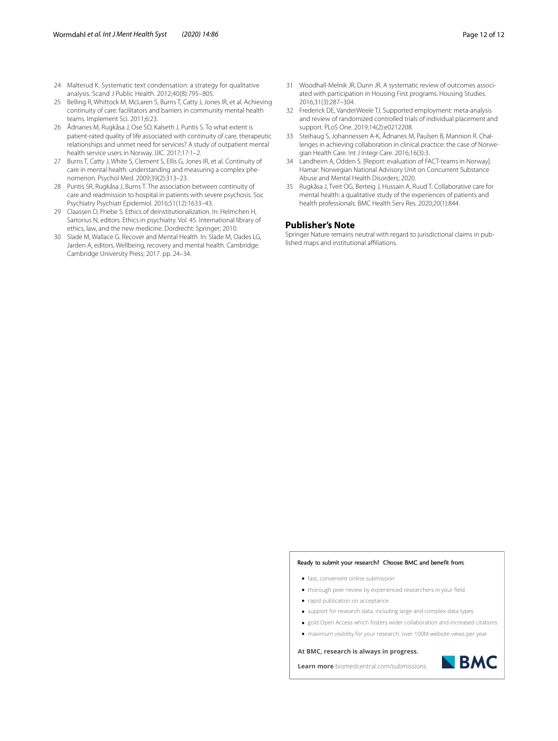24. Malterud K. Systematic text condensation: a strategy for qualitative analysis. Scand J Public Health. 2012;40(8):795–805.
25. Belling R, Whittock M, McLaren S, Burns T, Catty J, Jones IR, et al. Achieving continuity of care: facilitators and barriers in community mental health teams. Implement Sci. 2011;6:23.
26. Ådnanes M, Rugkåsa J, Ose SO, Kalseth J, Puntis S. To what extent is patient-rated quality of life associated with continuity of care, therapeutic relationships and unmet need for services? A study of outpatient mental health service users in Norway. IJIC. 2017;17:1–2.
27. Burns T, Catty J, White S, Clement S, Ellis G, Jones IR, et al. Continuity of care in mental health: understanding and measuring a complex phenomenon. Psychol Med. 2009;39(2):313–23.
28. Puntis SR, Rugkåsa J, Burns T. The association between continuity of care and readmission to hospital in patients with severe psychosis. Soc Psychiatry Psychiatr Epidemiol. 2016;51(12):1633–43.
29. Claassen D, Priebe S. Ethics of deinstitutionalization. In: Helmchen H, Sartorius N, editors. Ethics in psychiatry. Vol. 45. International library of ethics, law, and the new medicine. Dordrecht: Springer; 2010.
30. Slade M, Wallace G. Recover and Mental Health. In: Slade M, Oades LG, Jarden A, editors. Wellbeing, recovery and mental health. Cambridge: Cambridge University Press; 2017. pp. 24–34.
31. Woodhall-Melnik JR, Dunn JR. A systematic review of outcomes associated with participation in Housing First programs. Housing Studies. 2016;31(3):287–304.
32. Frederick DE, VanderWeele TJ. Supported employment: meta-analysis and review of randomized controlled trials of individual placement and support. PLoS One. 2019;14(2):e0212208.
33. Steihaug S, Johannessen A-K, Ådnanes M, Paulsen B, Mannion R. Challenges in achieving collaboration in clinical practice: the case of Norwegian Health Care. Int J Integr Care. 2016;16(3):3.
34. Landheim A, Odden S. [Report: evaluation of FACT-teams in Norway]. Hamar: Norwegian National Advisory Unit on Concurrent Substance Abuse and Mental Health Disorders; 2020.
35. Rugkåsa J, Tveit OG, Berteig J, Hussain A, Ruud T. Collaborative care for mental health: a qualitative study of the experiences of patients and health professionals. BMC Health Serv Res. 2020;20(1):844.

## Publisher's Note

Springer Nature remains neutral with regard to jurisdictional claims in published maps and institutional affiliations.

Ready to submit your research? Choose BMC and benefit from:

- fast, convenient online submission
- thorough peer review by experienced researchers in your field
- rapid publication on acceptance
- support for research data, including large and complex data types
- gold Open Access which fosters wider collaboration and increased citations
- maximum visibility for your research: over 100M website views per year

**At BMC, research is always in progress.**

**Learn more** biomedcentral.com/submissions

BMC